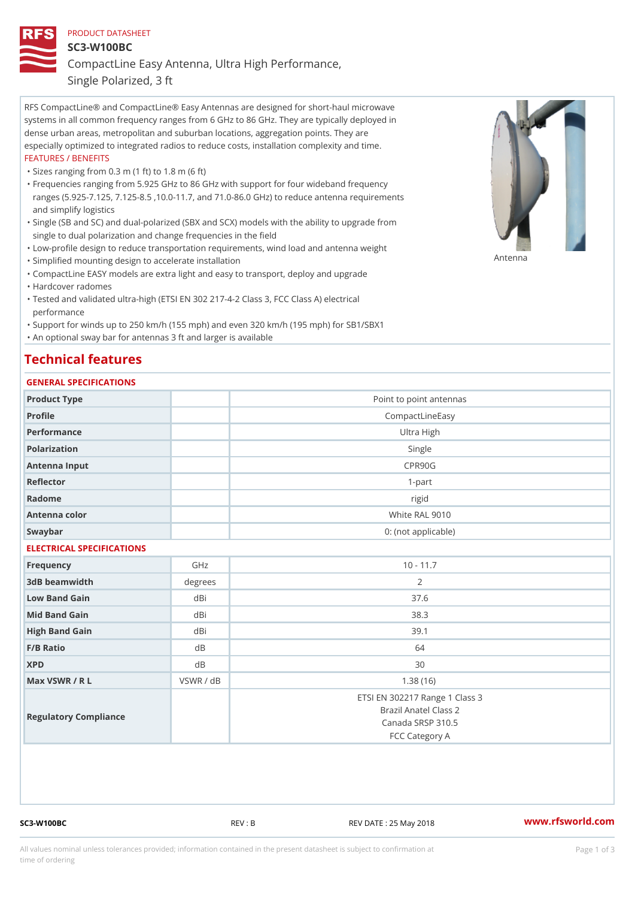PRODUCT DATASHEET

# SC3-W100BC

## CompactLine Easy Antenna, Ultra High Performance, Single Polarized, 3 ft

RFS CompactLine® and CompactLine® Easy Antennas are designed for short-haul microwave systems in all common frequency ranges from 6 GHz to 86 GHz. They are typically deployed in dense urban areas, metropolitan and suburban locations, aggregation points. They are especially optimized to integrated radios to reduce costs, installation complexity and time.

FEATURES / BENEFITS

- Sizes ranging from 0.3 m (1 ft) to 1.8 m (6 ft)
- Frequencies ranging from 5.925 GHz to 86 GHz with support for four wideband frequency ranges (5.925-7.125, 7.125-8.5 ,10.0-11.7, and 71.0-86.0 GHz) to reduce antenna requirements and simplify logistics
- Single (SB and SC) and dual-polarized (SBX and SCX) models with the ability to upgrade from single to dual polarization and change frequencies in the field
- Low-profile design to reduce transportation requirements, wind load and antenna weight
- Simplified mounting design to accelerate installation
- CompactLine EASY models are extra light and easy to transport, deploy and upgrade
- Hardcover radomes
- Tested and validated ultra-high (ETSI EN 302 217-4-2 Class 3, FCC Class A) electrical performance
- Support for winds up to 250 km/h (155 mph) and even 320 km/h (195 mph) for SB1/SBX1
- An optional sway bar for antennas 3 ft and larger is available

Antenna

# Technical features

GENERAL SPECIFICATIONS

| | | |
|---|---|---|
| Product Type | | Point to point antennas |
| Profile | | CompactLineEasy |
| Performance | | Ultra High |
| Polarization | | Single |
| Antenna Input | | CPR90G |
| Reflector | | 1-part |
| Radome | | rigid |
| Antenna color | | White RAL 9010 |
| Swaybar | | 0: (not applicable) |

ELECTRICAL SPECIFICATIONS

| | | |
|---|---|---|
| Frequency | GHz | 10 - 11.7 |
| 3dB beamwidth | degrees | 2 |
| Low Band Gain | dBi | 37.6 |
| Mid Band Gain | dBi | 38.3 |
| High Band Gain | dBi | 39.1 |
| F/B Ratio | dB | 64 |
| XPD | dB | 30 |
| Max VSWR / R L | VSWR / dB | 1.38 (16) |
| Regulatory Compliance | | ETSI EN 302217 Range 1 Class 3<br>Brazil Anatel Class 2<br>Canada SRSP 310.5<br>FCC Category A |

SC3-W100BC REV : B REV DATE : 25 May 2018 www.rfsworld.com

All values nominal unless tolerances provided; information contained in the present datasheet is subject to confirmation at time of ordering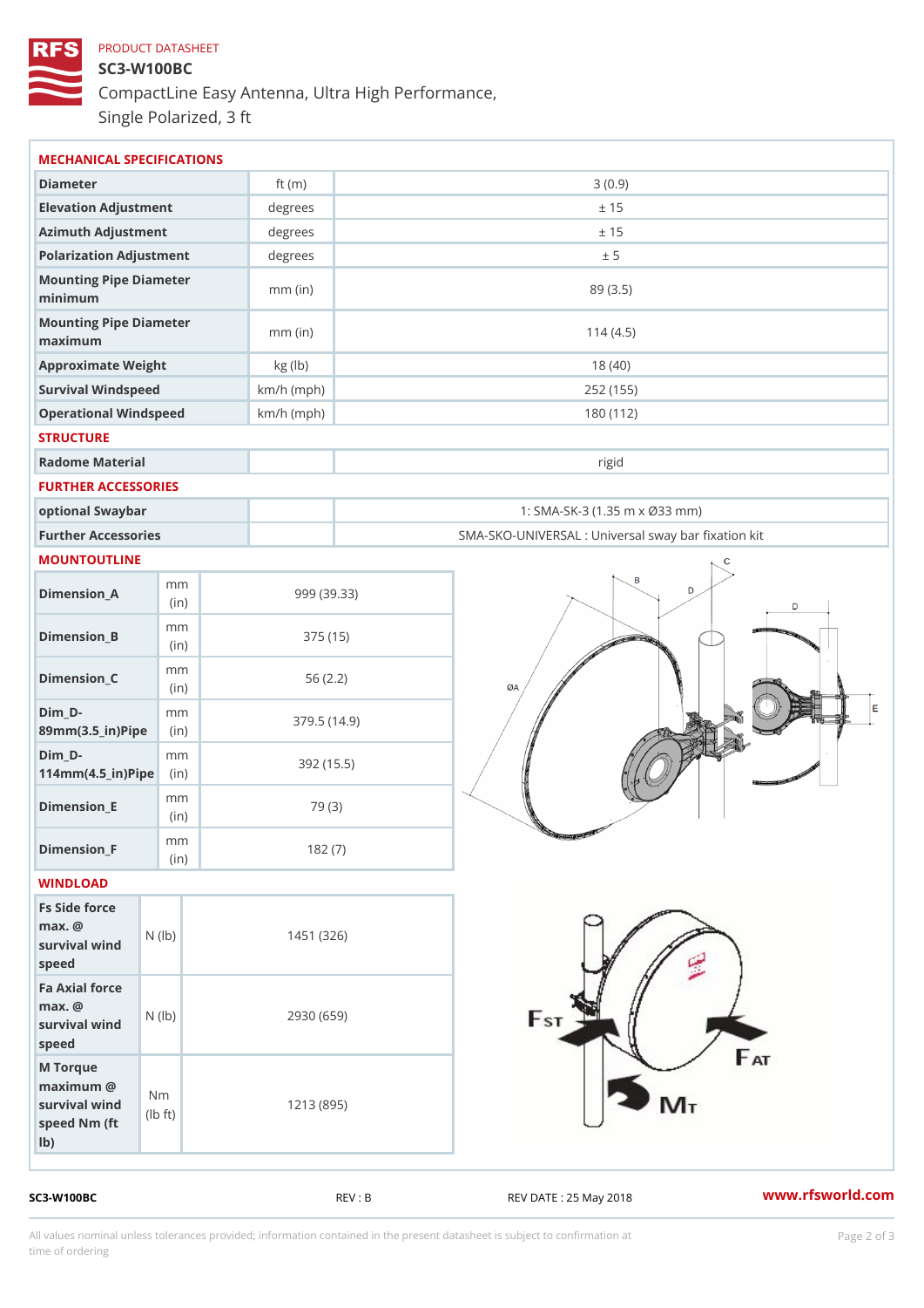PRODUCT DATASHEET

# SC3-W100BC

CompactLine Easy Antenna, Ultra High Performance, Single Polarized, 3 ft

## MECHANICAL SPECIFICATIONS

| Parameter | Unit | Value |
|---|---|---|
| Diameter | ft (m) | 3 (0.9) |
| Elevation Adjustment | degrees | ± 15 |
| Azimuth Adjustment | degrees | ± 15 |
| Polarization Adjustment | degrees | ± 5 |
| Mounting Pipe Diameter minimum | mm (in) | 89 (3.5) |
| Mounting Pipe Diameter maximum | mm (in) | 114 (4.5) |
| Approximate Weight | kg (lb) | 18 (40) |
| Survival Windspeed | km/h (mph) | 252 (155) |
| Operational Windspeed | km/h (mph) | 180 (112) |

## STRUCTURE

| Parameter | Unit | Value |
|---|---|---|
| Radome Material | | rigid |

## FURTHER ACCESSORIES

| Parameter | Unit | Value |
|---|---|---|
| optional Swaybar | | 1: SMA-SK-3 (1.35 m x Ø33 mm) |
| Further Accessories | | SMA-SKO-UNIVERSAL : Universal sway bar fixation kit |

## MOUNTOUTLINE

| Dimension | Unit | Value |
|---|---|---|
| Dimension_A | mm (in) | 999 (39.33) |
| Dimension_B | mm (in) | 375 (15) |
| Dimension_C | mm (in) | 56 (2.2) |
| Dim_D-89mm(3.5_in)Pipe | mm (in) | 379.5 (14.9) |
| Dim_D-114mm(4.5_in)Pipe | mm (in) | 392 (15.5) |
| Dimension_E | mm (in) | 79 (3) |
| Dimension_F | mm (in) | 182 (7) |

## WINDLOAD

| Parameter | Unit | Value |
|---|---|---|
| Fs Side force max. @ survival wind speed | N (lb) | 1451 (326) |
| Fa Axial force max. @ survival wind speed | N (lb) | 2930 (659) |
| M Torque maximum @ survival wind speed Nm (ft lb) | Nm (lb ft) | 1213 (895) |

SC3-W100BC | REV : B | REV DATE : 25 May 2018 | www.rfsworld.com

All values nominal unless tolerances provided; information contained in the present datasheet is subject to confirmation at time of ordering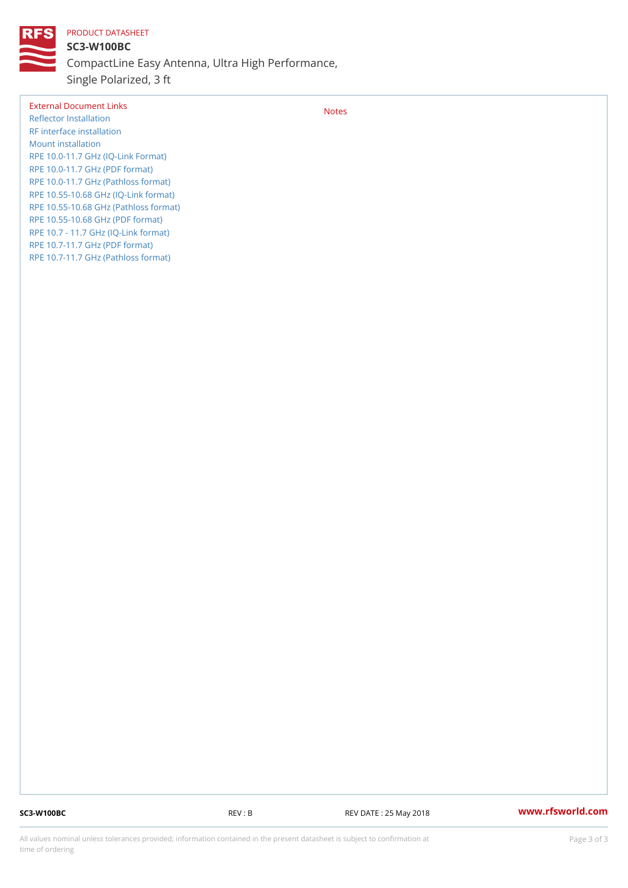PRODUCT DATASHEET

# SC3-W100BC

## CompactLine Easy Antenna, Ultra High Performance, Single Polarized, 3 ft

### External Document Links

- Reflector Installation
- RF interface installation
- Mount installation
- RPE 10.0-11.7 GHz (IQ-Link Format)
- RPE 10.0-11.7 GHz (PDF format)
- RPE 10.0-11.7 GHz (Pathloss format)
- RPE 10.55-10.68 GHz (IQ-Link format)
- RPE 10.55-10.68 GHz (Pathloss format)
- RPE 10.55-10.68 GHz (PDF format)
- RPE 10.7 - 11.7 GHz (IQ-Link format)
- RPE 10.7-11.7 GHz (PDF format)
- RPE 10.7-11.7 GHz (Pathloss format)

### Notes

SC3-W100BC REV : B REV DATE : 25 May 2018 www.rfsworld.com

All values nominal unless tolerances provided; information contained in the present datasheet is subject to confirmation at time of ordering